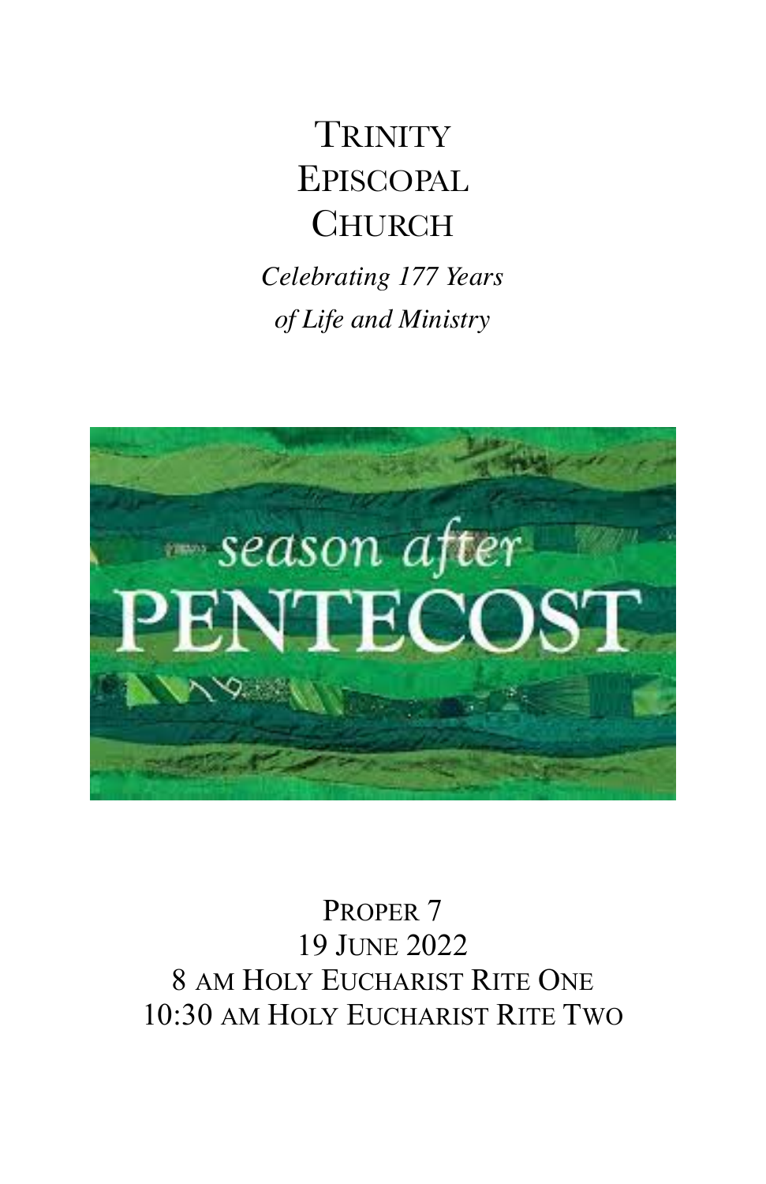# Trinity Episcopal Church

*Celebrating 177 Years*
*of Life and Ministry*

season after
PENTECOST

Proper 7
19 June 2022
8 am Holy Eucharist Rite One
10:30 am Holy Eucharist Rite Two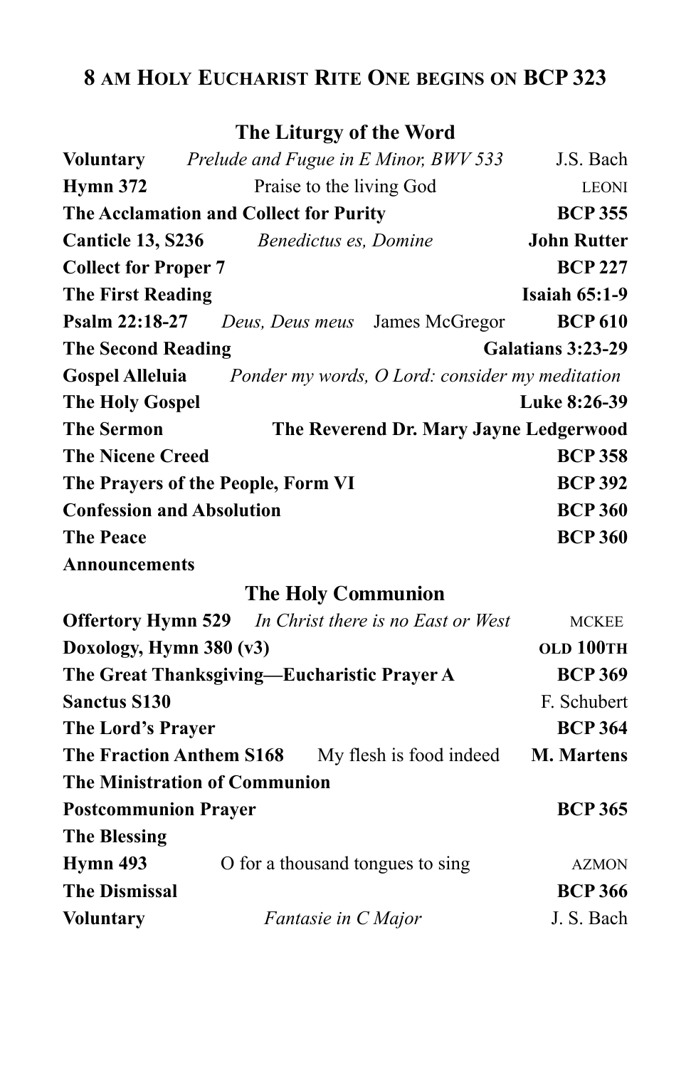## 8 AM HOLY EUCHARIST RITE ONE BEGINS ON BCP 323

### The Liturgy of the Word

| | | |
|---|---|---|
| **Voluntary** | *Prelude and Fugue in E Minor, BWV 533* | J.S. Bach |
| **Hymn 372** | Praise to the living God | LEONI |
| **The Acclamation and Collect for Purity** | | **BCP 355** |
| **Canticle 13, S236** | *Benedictus es, Domine* | **John Rutter** |
| **Collect for Proper 7** | | **BCP 227** |
| **The First Reading** | | **Isaiah 65:1-9** |
| **Psalm 22:18-27** | *Deus, Deus meus* James McGregor | **BCP 610** |
| **The Second Reading** | | **Galatians 3:23-29** |
| **Gospel Alleluia** | *Ponder my words, O Lord: consider my meditation* | |
| **The Holy Gospel** | | **Luke 8:26-39** |
| **The Sermon** | **The Reverend Dr. Mary Jayne Ledgerwood** | |
| **The Nicene Creed** | | **BCP 358** |
| **The Prayers of the People, Form VI** | | **BCP 392** |
| **Confession and Absolution** | | **BCP 360** |
| **The Peace** | | **BCP 360** |
| **Announcements** | | |

### The Holy Communion

| | | |
|---|---|---|
| **Offertory Hymn 529** | *In Christ there is no East or West* | MCKEE |
| **Doxology, Hymn 380 (v3)** | | **OLD 100TH** |
| **The Great Thanksgiving—Eucharistic Prayer A** | | **BCP 369** |
| **Sanctus S130** | | F. Schubert |
| **The Lord's Prayer** | | **BCP 364** |
| **The Fraction Anthem S168** | My flesh is food indeed | **M. Martens** |
| **The Ministration of Communion** | | |
| **Postcommunion Prayer** | | **BCP 365** |
| **The Blessing** | | |
| **Hymn 493** | O for a thousand tongues to sing | AZMON |
| **The Dismissal** | | **BCP 366** |
| **Voluntary** | *Fantasie in C Major* | J. S. Bach |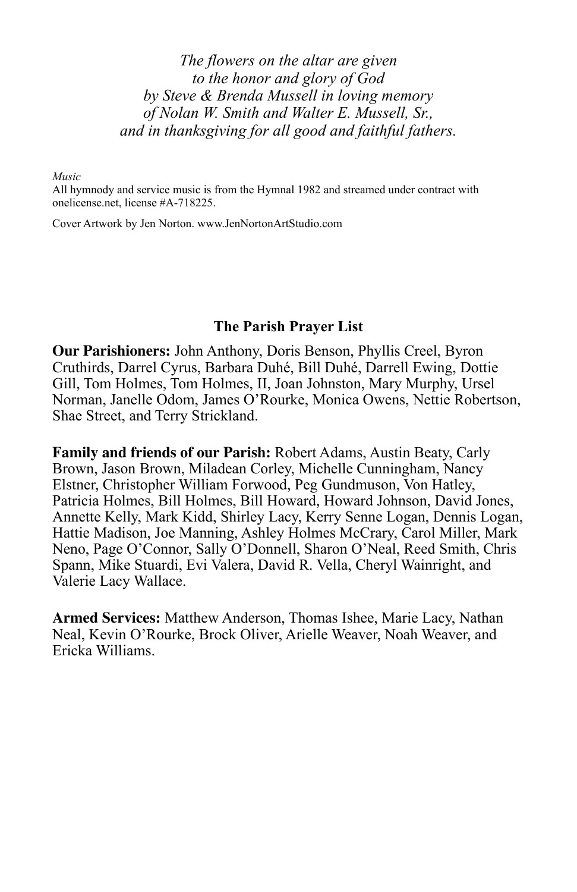*The flowers on the altar are given*
*to the honor and glory of God*
*by Steve & Brenda Mussell in loving memory*
*of Nolan W. Smith and Walter E. Mussell, Sr.,*
*and in thanksgiving for all good and faithful fathers.*

*Music*
All hymnody and service music is from the Hymnal 1982 and streamed under contract with onelicense.net, license #A-718225.

Cover Artwork by Jen Norton. www.JenNortonArtStudio.com

## The Parish Prayer List

**Our Parishioners:** John Anthony, Doris Benson, Phyllis Creel, Byron Cruthirds, Darrel Cyrus, Barbara Duhé, Bill Duhé, Darrell Ewing, Dottie Gill, Tom Holmes, Tom Holmes, II, Joan Johnston, Mary Murphy, Ursel Norman, Janelle Odom, James O'Rourke, Monica Owens, Nettie Robertson, Shae Street, and Terry Strickland.

**Family and friends of our Parish:** Robert Adams, Austin Beaty, Carly Brown, Jason Brown, Miladean Corley, Michelle Cunningham, Nancy Elstner, Christopher William Forwood, Peg Gundmuson, Von Hatley, Patricia Holmes, Bill Holmes, Bill Howard, Howard Johnson, David Jones, Annette Kelly, Mark Kidd, Shirley Lacy, Kerry Senne Logan, Dennis Logan, Hattie Madison, Joe Manning, Ashley Holmes McCrary, Carol Miller, Mark Neno, Page O'Connor, Sally O'Donnell, Sharon O'Neal, Reed Smith, Chris Spann, Mike Stuardi, Evi Valera, David R. Vella, Cheryl Wainright, and Valerie Lacy Wallace.

**Armed Services:** Matthew Anderson, Thomas Ishee, Marie Lacy, Nathan Neal, Kevin O'Rourke, Brock Oliver, Arielle Weaver, Noah Weaver, and Ericka Williams.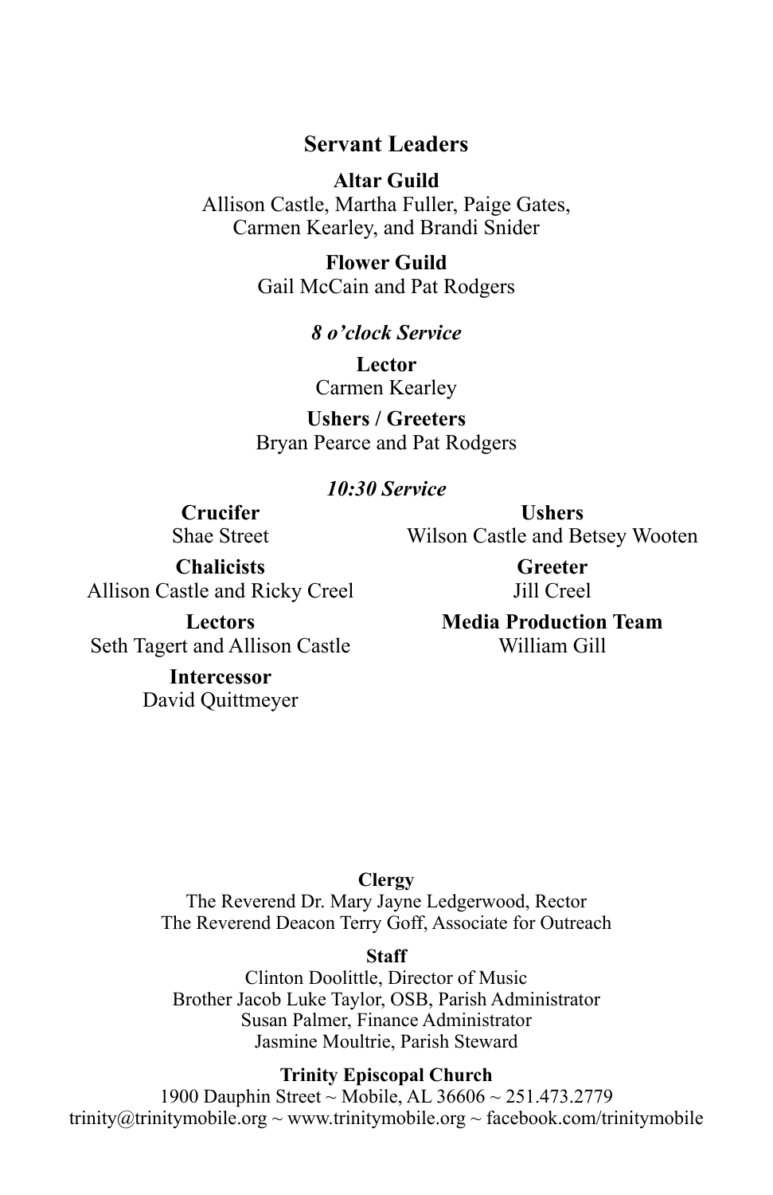## Servant Leaders

**Altar Guild**
Allison Castle, Martha Fuller, Paige Gates, Carmen Kearley, and Brandi Snider

**Flower Guild**
Gail McCain and Pat Rodgers

### *8 o'clock Service*

**Lector**
Carmen Kearley

**Ushers / Greeters**
Bryan Pearce and Pat Rodgers

### *10:30 Service*

**Crucifer**
Shae Street

**Chalicists**
Allison Castle and Ricky Creel

**Lectors**
Seth Tagert and Allison Castle

**Intercessor**
David Quittmeyer

**Ushers**
Wilson Castle and Betsey Wooten

**Greeter**
Jill Creel

**Media Production Team**
William Gill

**Clergy**
The Reverend Dr. Mary Jayne Ledgerwood, Rector
The Reverend Deacon Terry Goff, Associate for Outreach

**Staff**
Clinton Doolittle, Director of Music
Brother Jacob Luke Taylor, OSB, Parish Administrator
Susan Palmer, Finance Administrator
Jasmine Moultrie, Parish Steward

**Trinity Episcopal Church**
1900 Dauphin Street ~ Mobile, AL 36606 ~ 251.473.2779
trinity@trinitymobile.org ~ www.trinitymobile.org ~ facebook.com/trinitymobile